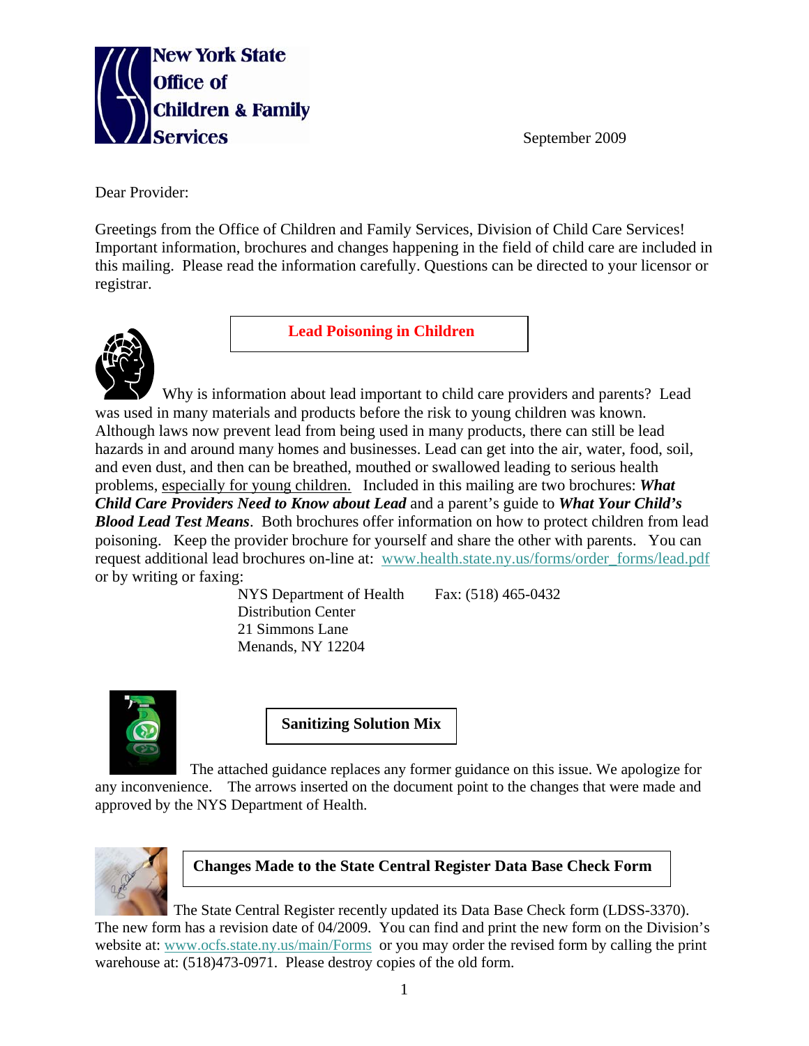**New York State Office of Children & Family Services**

September 2009

Dear Provider:

Greetings from the Office of Children and Family Services, Division of Child Care Services! Important information, brochures and changes happening in the field of child care are included in this mailing. Please read the information carefully. Questions can be directed to your licensor or registrar.

## Lead Poisoning in Children

Why is information about lead important to child care providers and parents? Lead was used in many materials and products before the risk to young children was known. Although laws now prevent lead from being used in many products, there can still be lead hazards in and around many homes and businesses. Lead can get into the air, water, food, soil, and even dust, and then can be breathed, mouthed or swallowed leading to serious health problems, <u>especially for young children.</u> Included in this mailing are two brochures: ***What Child Care Providers Need to Know about Lead*** and a parent's guide to ***What Your Child's Blood Lead Test Means***. Both brochures offer information on how to protect children from lead poisoning. Keep the provider brochure for yourself and share the other with parents. You can request additional lead brochures on-line at: www.health.state.ny.us/forms/order_forms/lead.pdf or by writing or faxing:

NYS Department of Health
Distribution Center
21 Simmons Lane
Menands, NY 12204

Fax: (518) 465-0432

## Sanitizing Solution Mix

The attached guidance replaces any former guidance on this issue. We apologize for any inconvenience. The arrows inserted on the document point to the changes that were made and approved by the NYS Department of Health.

## Changes Made to the State Central Register Data Base Check Form

The State Central Register recently updated its Data Base Check form (LDSS-3370). The new form has a revision date of 04/2009. You can find and print the new form on the Division's website at: www.ocfs.state.ny.us/main/Forms or you may order the revised form by calling the print warehouse at: (518)473-0971. Please destroy copies of the old form.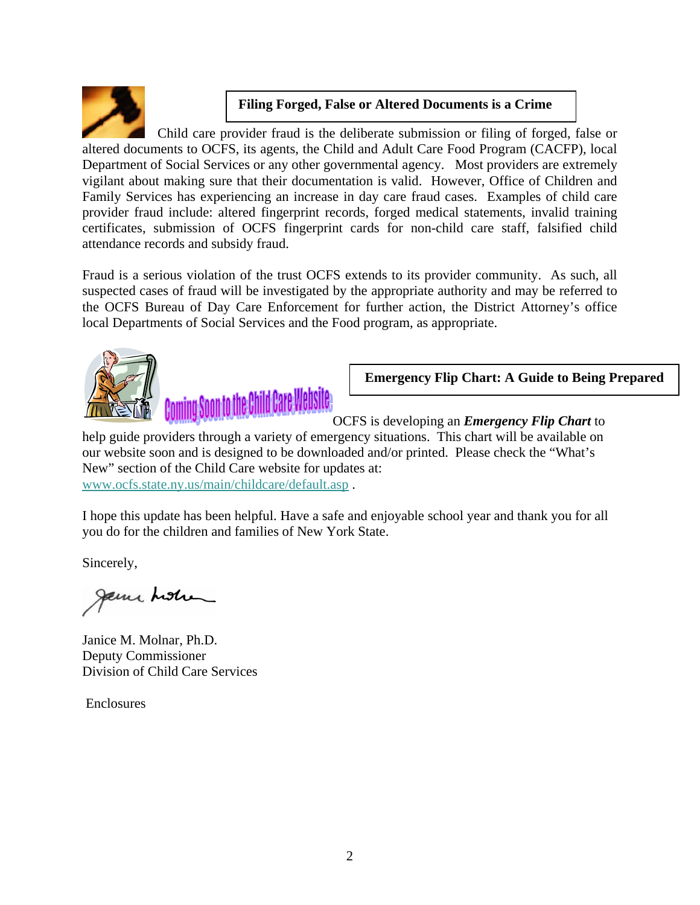## Filing Forged, False or Altered Documents is a Crime

Child care provider fraud is the deliberate submission or filing of forged, false or altered documents to OCFS, its agents, the Child and Adult Care Food Program (CACFP), local Department of Social Services or any other governmental agency. Most providers are extremely vigilant about making sure that their documentation is valid. However, Office of Children and Family Services has experiencing an increase in day care fraud cases. Examples of child care provider fraud include: altered fingerprint records, forged medical statements, invalid training certificates, submission of OCFS fingerprint cards for non-child care staff, falsified child attendance records and subsidy fraud.

Fraud is a serious violation of the trust OCFS extends to its provider community. As such, all suspected cases of fraud will be investigated by the appropriate authority and may be referred to the OCFS Bureau of Day Care Enforcement for further action, the District Attorney's office local Departments of Social Services and the Food program, as appropriate.

Coming Soon to the Child Care Website

## Emergency Flip Chart: A Guide to Being Prepared

OCFS is developing an ***Emergency Flip Chart*** to help guide providers through a variety of emergency situations. This chart will be available on our website soon and is designed to be downloaded and/or printed. Please check the "What's New" section of the Child Care website for updates at: www.ocfs.state.ny.us/main/childcare/default.asp .

I hope this update has been helpful. Have a safe and enjoyable school year and thank you for all you do for the children and families of New York State.

Sincerely,

Janice M. Molnar, Ph.D.
Deputy Commissioner
Division of Child Care Services

Enclosures